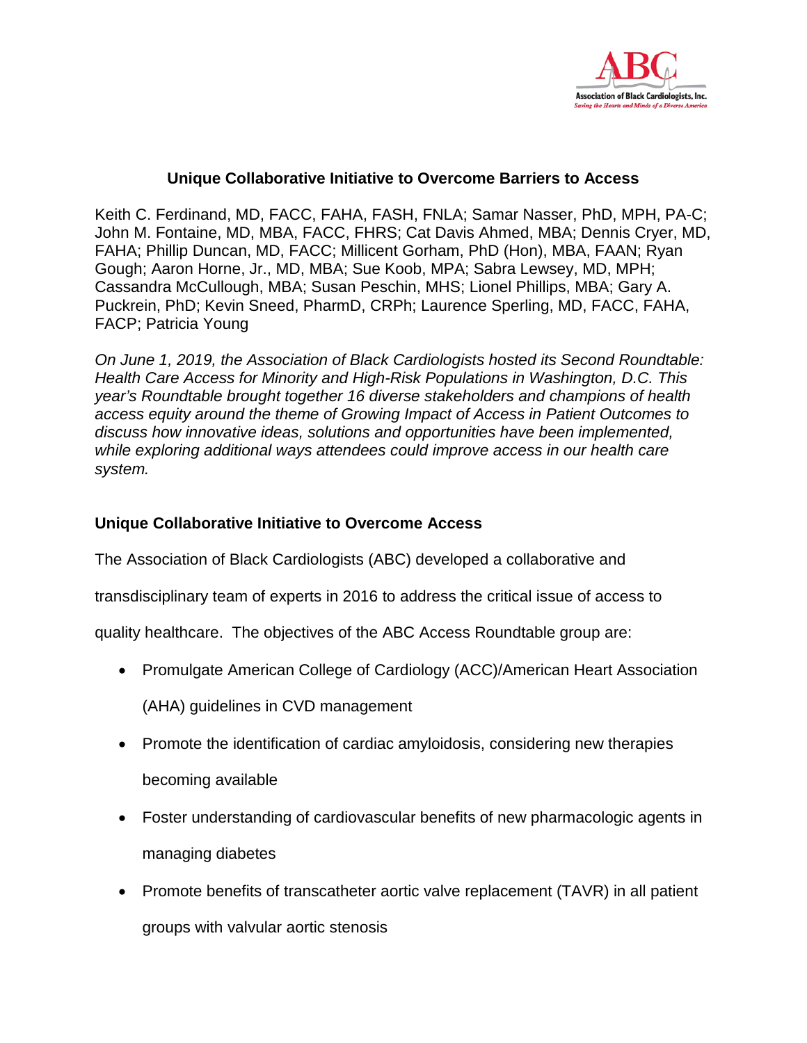# Unique Collaborative Initiative to Overcome Barriers to Access

Keith C. Ferdinand, MD, FACC, FAHA, FASH, FNLA; Samar Nasser, PhD, MPH, PA-C; John M. Fontaine, MD, MBA, FACC, FHRS; Cat Davis Ahmed, MBA; Dennis Cryer, MD, FAHA; Phillip Duncan, MD, FACC; Millicent Gorham, PhD (Hon), MBA, FAAN; Ryan Gough; Aaron Horne, Jr., MD, MBA; Sue Koob, MPA; Sabra Lewsey, MD, MPH; Cassandra McCullough, MBA; Susan Peschin, MHS; Lionel Phillips, MBA; Gary A. Puckrein, PhD; Kevin Sneed, PharmD, CRPh; Laurence Sperling, MD, FACC, FAHA, FACP; Patricia Young

*On June 1, 2019, the Association of Black Cardiologists hosted its Second Roundtable: Health Care Access for Minority and High-Risk Populations in Washington, D.C. This year's Roundtable brought together 16 diverse stakeholders and champions of health access equity around the theme of Growing Impact of Access in Patient Outcomes to discuss how innovative ideas, solutions and opportunities have been implemented, while exploring additional ways attendees could improve access in our health care system.*

## Unique Collaborative Initiative to Overcome Access

The Association of Black Cardiologists (ABC) developed a collaborative and transdisciplinary team of experts in 2016 to address the critical issue of access to quality healthcare. The objectives of the ABC Access Roundtable group are:

- Promulgate American College of Cardiology (ACC)/American Heart Association (AHA) guidelines in CVD management
- Promote the identification of cardiac amyloidosis, considering new therapies becoming available
- Foster understanding of cardiovascular benefits of new pharmacologic agents in managing diabetes
- Promote benefits of transcatheter aortic valve replacement (TAVR) in all patient groups with valvular aortic stenosis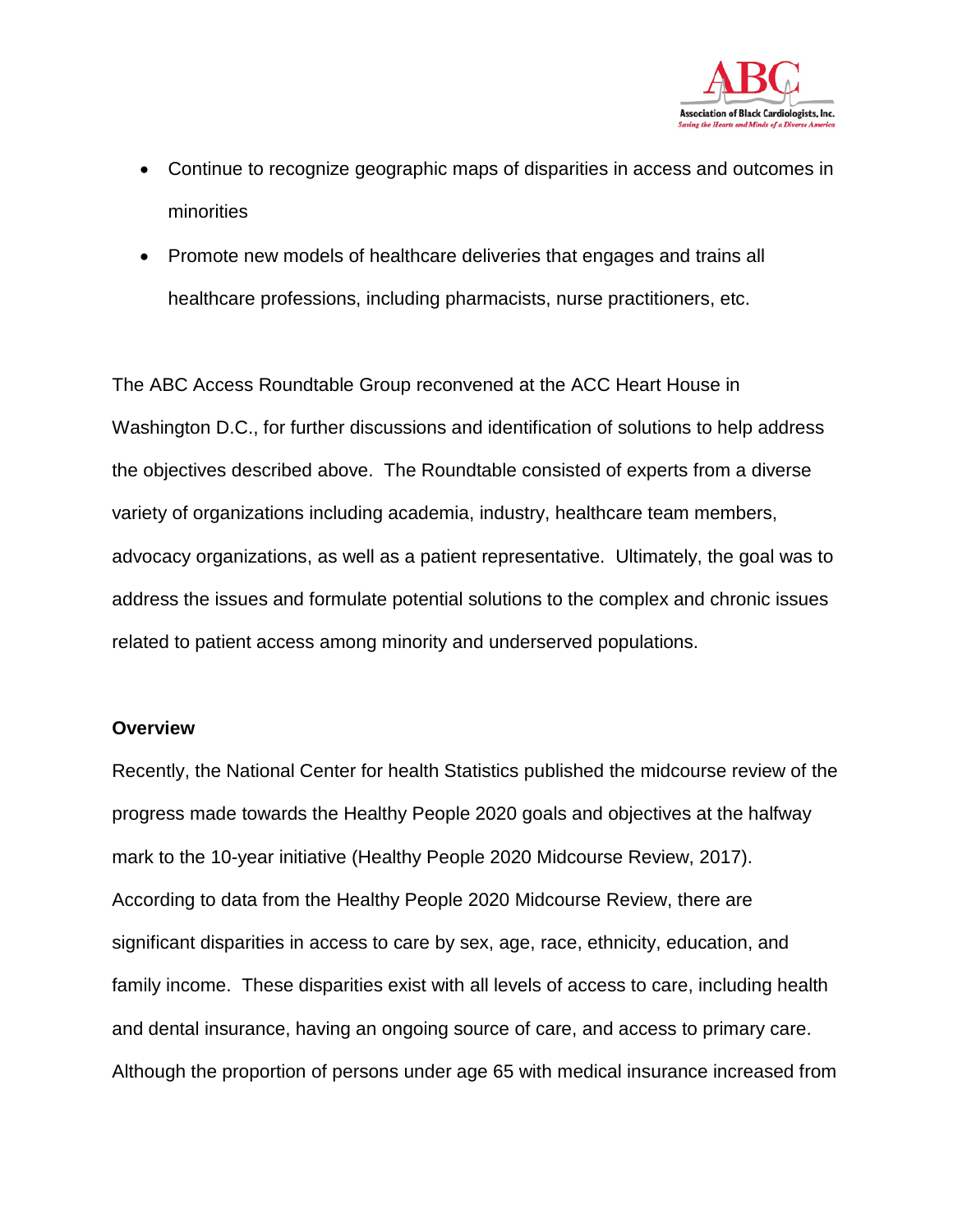- Continue to recognize geographic maps of disparities in access and outcomes in minorities
- Promote new models of healthcare deliveries that engages and trains all healthcare professions, including pharmacists, nurse practitioners, etc.

The ABC Access Roundtable Group reconvened at the ACC Heart House in Washington D.C., for further discussions and identification of solutions to help address the objectives described above. The Roundtable consisted of experts from a diverse variety of organizations including academia, industry, healthcare team members, advocacy organizations, as well as a patient representative. Ultimately, the goal was to address the issues and formulate potential solutions to the complex and chronic issues related to patient access among minority and underserved populations.

**Overview**

Recently, the National Center for health Statistics published the midcourse review of the progress made towards the Healthy People 2020 goals and objectives at the halfway mark to the 10-year initiative (Healthy People 2020 Midcourse Review, 2017). According to data from the Healthy People 2020 Midcourse Review, there are significant disparities in access to care by sex, age, race, ethnicity, education, and family income. These disparities exist with all levels of access to care, including health and dental insurance, having an ongoing source of care, and access to primary care. Although the proportion of persons under age 65 with medical insurance increased from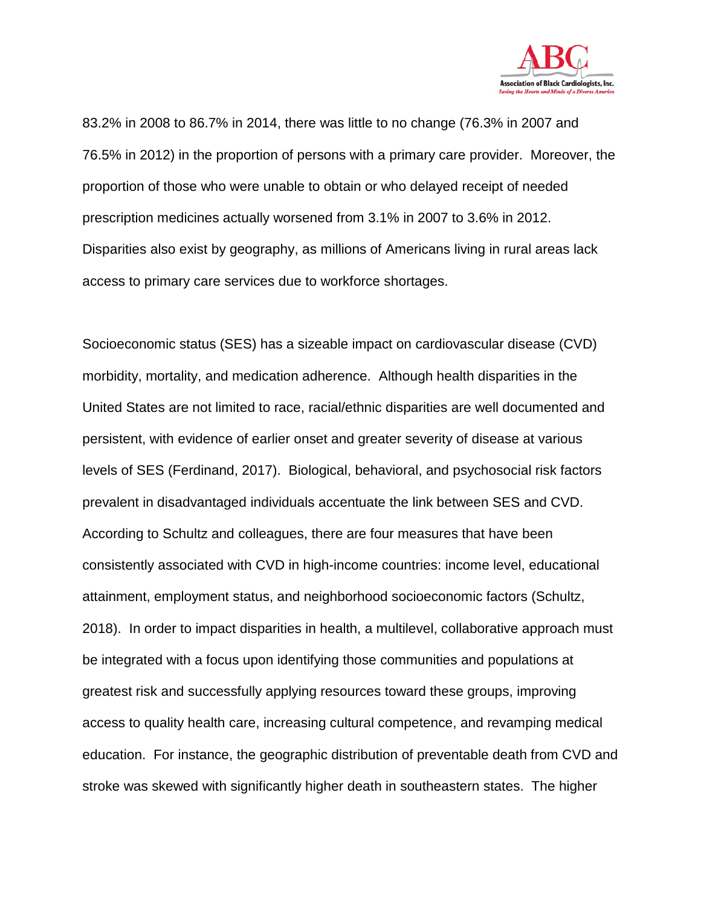83.2% in 2008 to 86.7% in 2014, there was little to no change (76.3% in 2007 and 76.5% in 2012) in the proportion of persons with a primary care provider. Moreover, the proportion of those who were unable to obtain or who delayed receipt of needed prescription medicines actually worsened from 3.1% in 2007 to 3.6% in 2012. Disparities also exist by geography, as millions of Americans living in rural areas lack access to primary care services due to workforce shortages.

Socioeconomic status (SES) has a sizeable impact on cardiovascular disease (CVD) morbidity, mortality, and medication adherence. Although health disparities in the United States are not limited to race, racial/ethnic disparities are well documented and persistent, with evidence of earlier onset and greater severity of disease at various levels of SES (Ferdinand, 2017). Biological, behavioral, and psychosocial risk factors prevalent in disadvantaged individuals accentuate the link between SES and CVD. According to Schultz and colleagues, there are four measures that have been consistently associated with CVD in high-income countries: income level, educational attainment, employment status, and neighborhood socioeconomic factors (Schultz, 2018). In order to impact disparities in health, a multilevel, collaborative approach must be integrated with a focus upon identifying those communities and populations at greatest risk and successfully applying resources toward these groups, improving access to quality health care, increasing cultural competence, and revamping medical education. For instance, the geographic distribution of preventable death from CVD and stroke was skewed with significantly higher death in southeastern states. The higher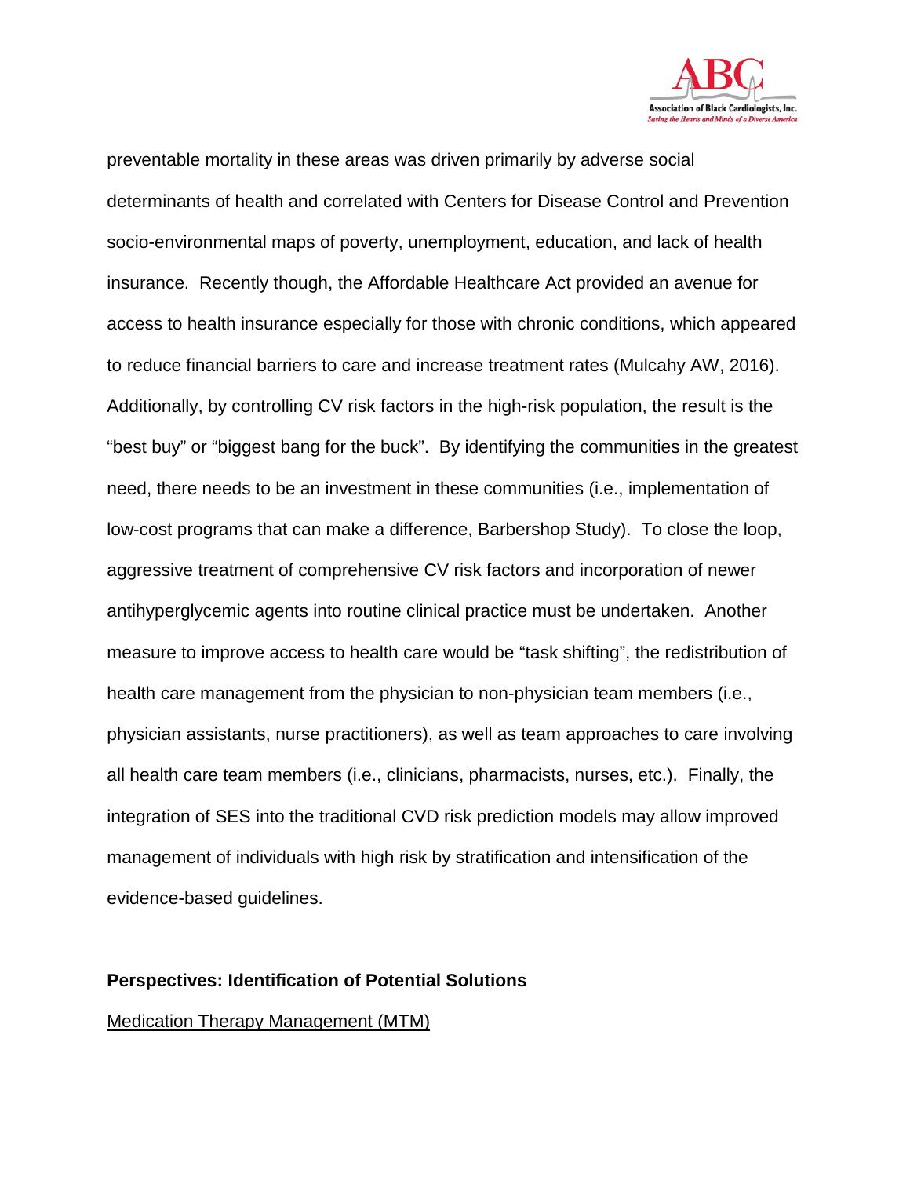preventable mortality in these areas was driven primarily by adverse social determinants of health and correlated with Centers for Disease Control and Prevention socio-environmental maps of poverty, unemployment, education, and lack of health insurance. Recently though, the Affordable Healthcare Act provided an avenue for access to health insurance especially for those with chronic conditions, which appeared to reduce financial barriers to care and increase treatment rates (Mulcahy AW, 2016). Additionally, by controlling CV risk factors in the high-risk population, the result is the "best buy" or "biggest bang for the buck". By identifying the communities in the greatest need, there needs to be an investment in these communities (i.e., implementation of low-cost programs that can make a difference, Barbershop Study). To close the loop, aggressive treatment of comprehensive CV risk factors and incorporation of newer antihyperglycemic agents into routine clinical practice must be undertaken. Another measure to improve access to health care would be "task shifting", the redistribution of health care management from the physician to non-physician team members (i.e., physician assistants, nurse practitioners), as well as team approaches to care involving all health care team members (i.e., clinicians, pharmacists, nurses, etc.). Finally, the integration of SES into the traditional CVD risk prediction models may allow improved management of individuals with high risk by stratification and intensification of the evidence-based guidelines.

**Perspectives: Identification of Potential Solutions**

<u>Medication Therapy Management (MTM)</u>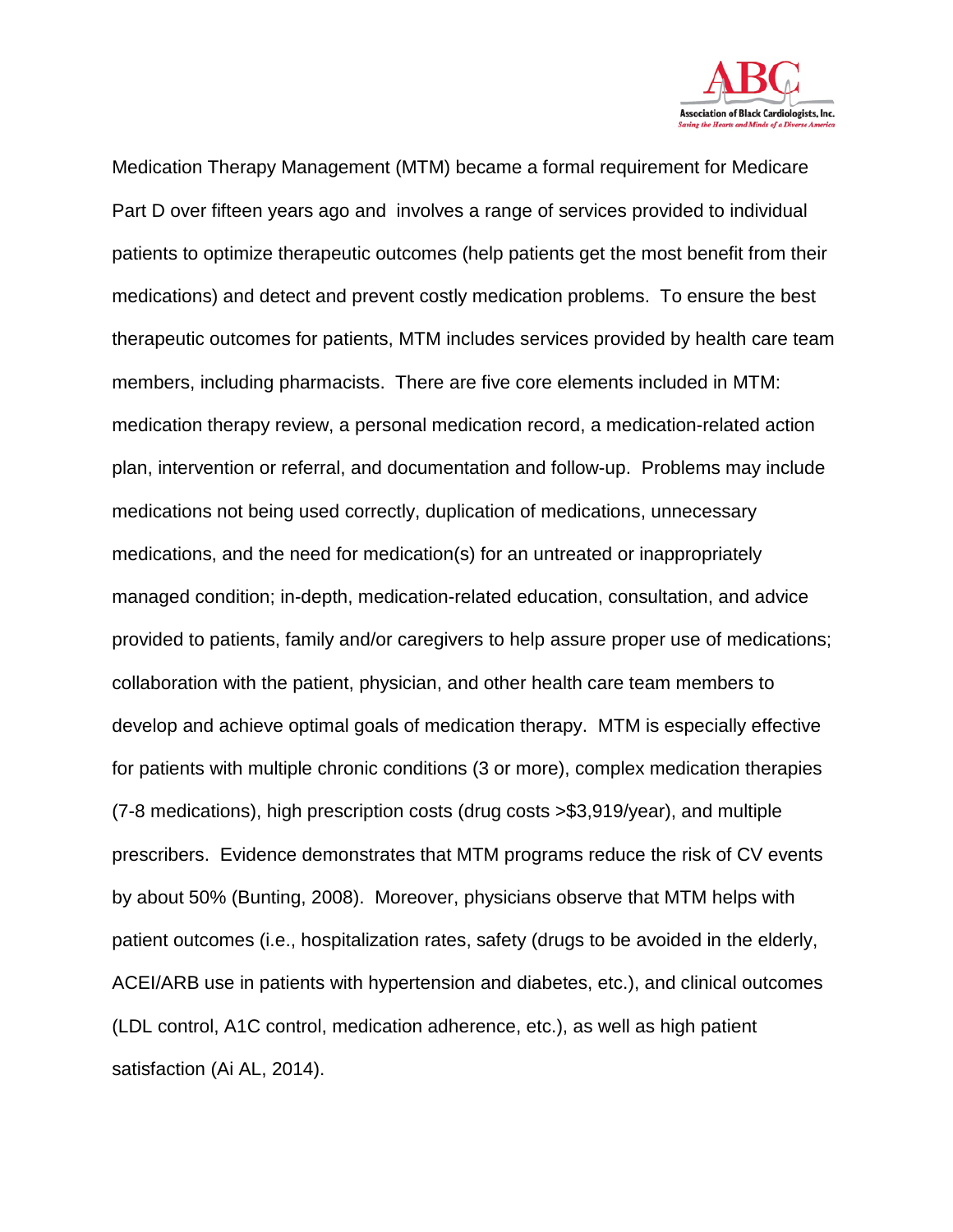Medication Therapy Management (MTM) became a formal requirement for Medicare Part D over fifteen years ago and involves a range of services provided to individual patients to optimize therapeutic outcomes (help patients get the most benefit from their medications) and detect and prevent costly medication problems. To ensure the best therapeutic outcomes for patients, MTM includes services provided by health care team members, including pharmacists. There are five core elements included in MTM: medication therapy review, a personal medication record, a medication-related action plan, intervention or referral, and documentation and follow-up. Problems may include medications not being used correctly, duplication of medications, unnecessary medications, and the need for medication(s) for an untreated or inappropriately managed condition; in-depth, medication-related education, consultation, and advice provided to patients, family and/or caregivers to help assure proper use of medications; collaboration with the patient, physician, and other health care team members to develop and achieve optimal goals of medication therapy. MTM is especially effective for patients with multiple chronic conditions (3 or more), complex medication therapies (7-8 medications), high prescription costs (drug costs >$3,919/year), and multiple prescribers. Evidence demonstrates that MTM programs reduce the risk of CV events by about 50% (Bunting, 2008). Moreover, physicians observe that MTM helps with patient outcomes (i.e., hospitalization rates, safety (drugs to be avoided in the elderly, ACEI/ARB use in patients with hypertension and diabetes, etc.), and clinical outcomes (LDL control, A1C control, medication adherence, etc.), as well as high patient satisfaction (Ai AL, 2014).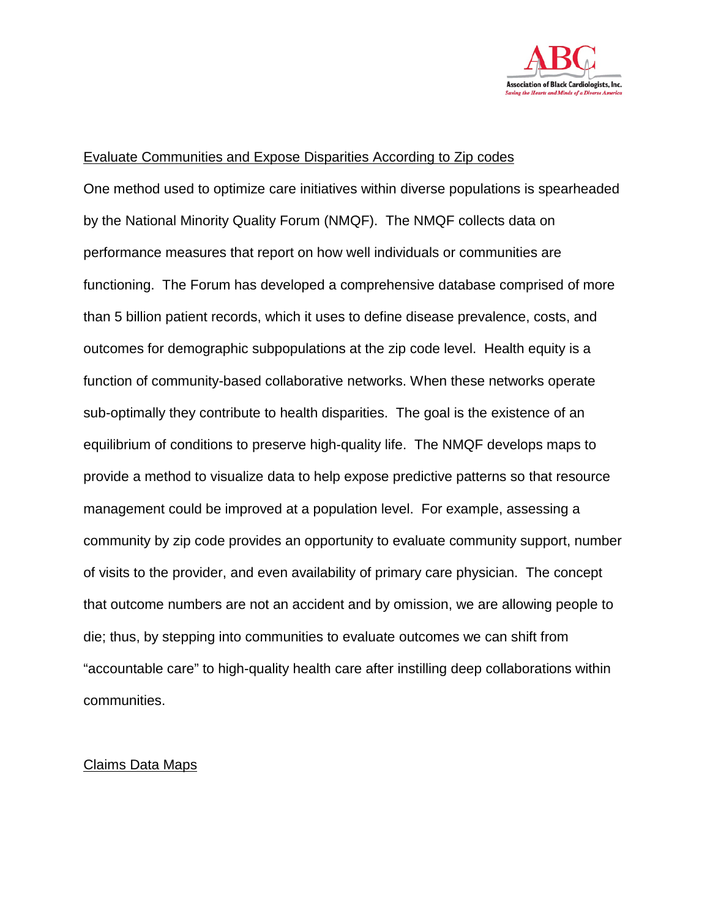## Evaluate Communities and Expose Disparities According to Zip codes

One method used to optimize care initiatives within diverse populations is spearheaded by the National Minority Quality Forum (NMQF). The NMQF collects data on performance measures that report on how well individuals or communities are functioning. The Forum has developed a comprehensive database comprised of more than 5 billion patient records, which it uses to define disease prevalence, costs, and outcomes for demographic subpopulations at the zip code level. Health equity is a function of community-based collaborative networks. When these networks operate sub-optimally they contribute to health disparities. The goal is the existence of an equilibrium of conditions to preserve high-quality life. The NMQF develops maps to provide a method to visualize data to help expose predictive patterns so that resource management could be improved at a population level. For example, assessing a community by zip code provides an opportunity to evaluate community support, number of visits to the provider, and even availability of primary care physician. The concept that outcome numbers are not an accident and by omission, we are allowing people to die; thus, by stepping into communities to evaluate outcomes we can shift from "accountable care" to high-quality health care after instilling deep collaborations within communities.

## Claims Data Maps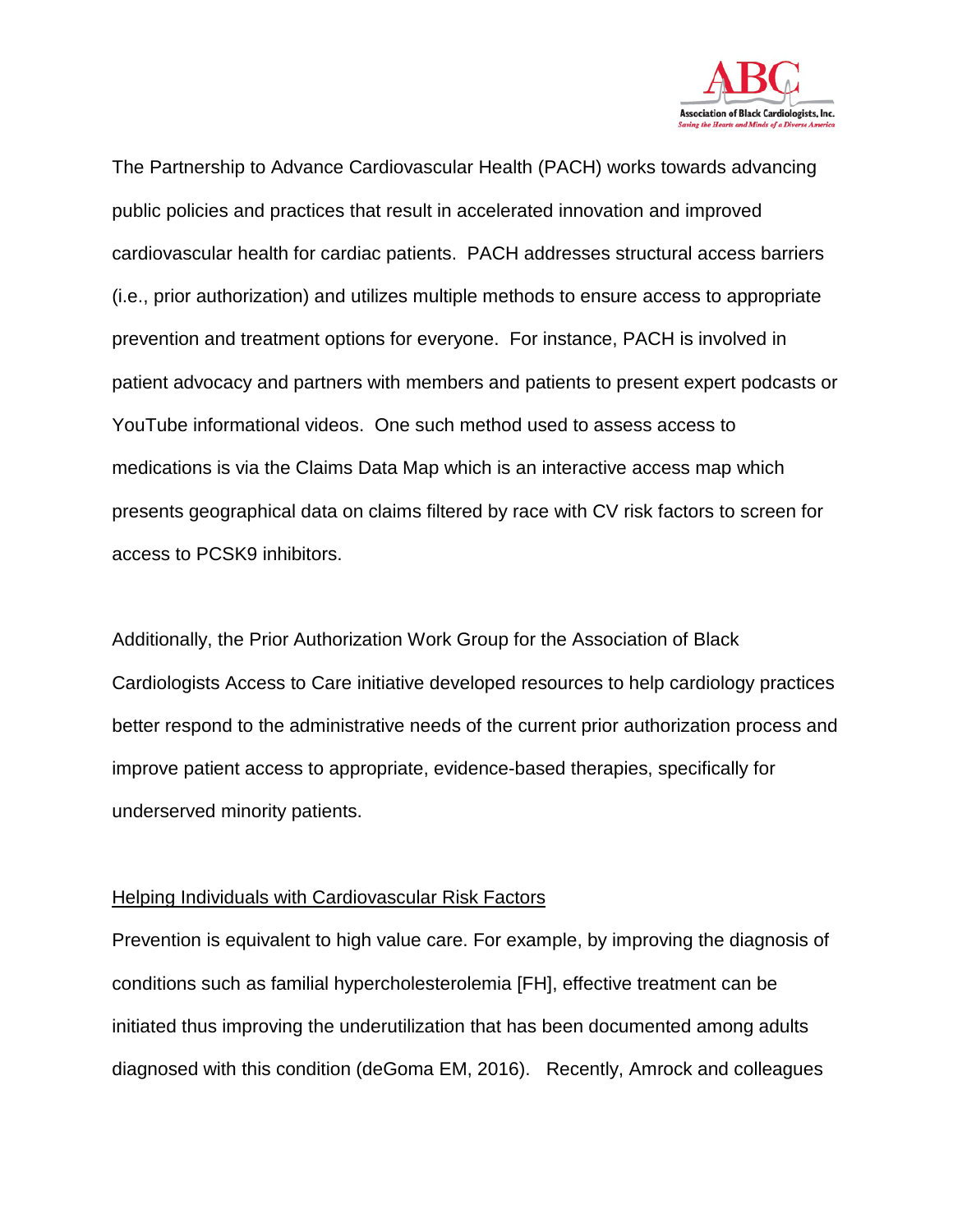The Partnership to Advance Cardiovascular Health (PACH) works towards advancing public policies and practices that result in accelerated innovation and improved cardiovascular health for cardiac patients. PACH addresses structural access barriers (i.e., prior authorization) and utilizes multiple methods to ensure access to appropriate prevention and treatment options for everyone. For instance, PACH is involved in patient advocacy and partners with members and patients to present expert podcasts or YouTube informational videos. One such method used to assess access to medications is via the Claims Data Map which is an interactive access map which presents geographical data on claims filtered by race with CV risk factors to screen for access to PCSK9 inhibitors.

Additionally, the Prior Authorization Work Group for the Association of Black Cardiologists Access to Care initiative developed resources to help cardiology practices better respond to the administrative needs of the current prior authorization process and improve patient access to appropriate, evidence-based therapies, specifically for underserved minority patients.

<u>Helping Individuals with Cardiovascular Risk Factors</u>

Prevention is equivalent to high value care. For example, by improving the diagnosis of conditions such as familial hypercholesterolemia [FH], effective treatment can be initiated thus improving the underutilization that has been documented among adults diagnosed with this condition (deGoma EM, 2016). Recently, Amrock and colleagues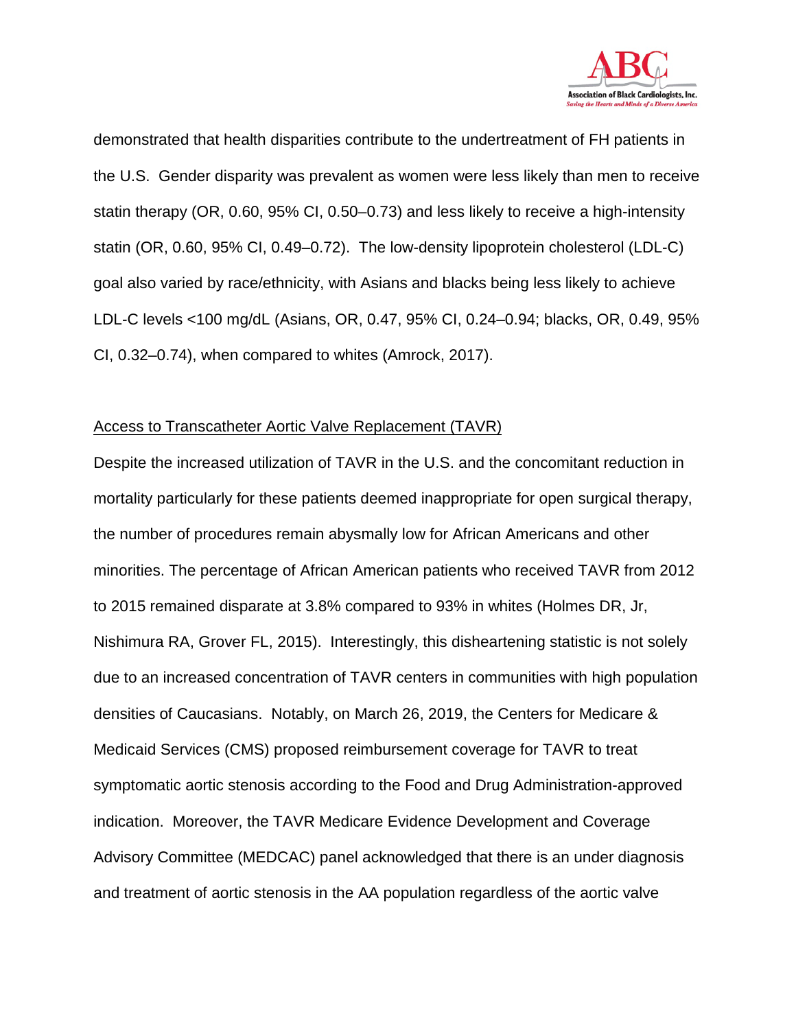demonstrated that health disparities contribute to the undertreatment of FH patients in the U.S. Gender disparity was prevalent as women were less likely than men to receive statin therapy (OR, 0.60, 95% CI, 0.50–0.73) and less likely to receive a high-intensity statin (OR, 0.60, 95% CI, 0.49–0.72). The low-density lipoprotein cholesterol (LDL-C) goal also varied by race/ethnicity, with Asians and blacks being less likely to achieve LDL-C levels <100 mg/dL (Asians, OR, 0.47, 95% CI, 0.24–0.94; blacks, OR, 0.49, 95% CI, 0.32–0.74), when compared to whites (Amrock, 2017).

<u>Access to Transcatheter Aortic Valve Replacement (TAVR)</u>

Despite the increased utilization of TAVR in the U.S. and the concomitant reduction in mortality particularly for these patients deemed inappropriate for open surgical therapy, the number of procedures remain abysmally low for African Americans and other minorities. The percentage of African American patients who received TAVR from 2012 to 2015 remained disparate at 3.8% compared to 93% in whites (Holmes DR, Jr, Nishimura RA, Grover FL, 2015). Interestingly, this disheartening statistic is not solely due to an increased concentration of TAVR centers in communities with high population densities of Caucasians. Notably, on March 26, 2019, the Centers for Medicare & Medicaid Services (CMS) proposed reimbursement coverage for TAVR to treat symptomatic aortic stenosis according to the Food and Drug Administration-approved indication. Moreover, the TAVR Medicare Evidence Development and Coverage Advisory Committee (MEDCAC) panel acknowledged that there is an under diagnosis and treatment of aortic stenosis in the AA population regardless of the aortic valve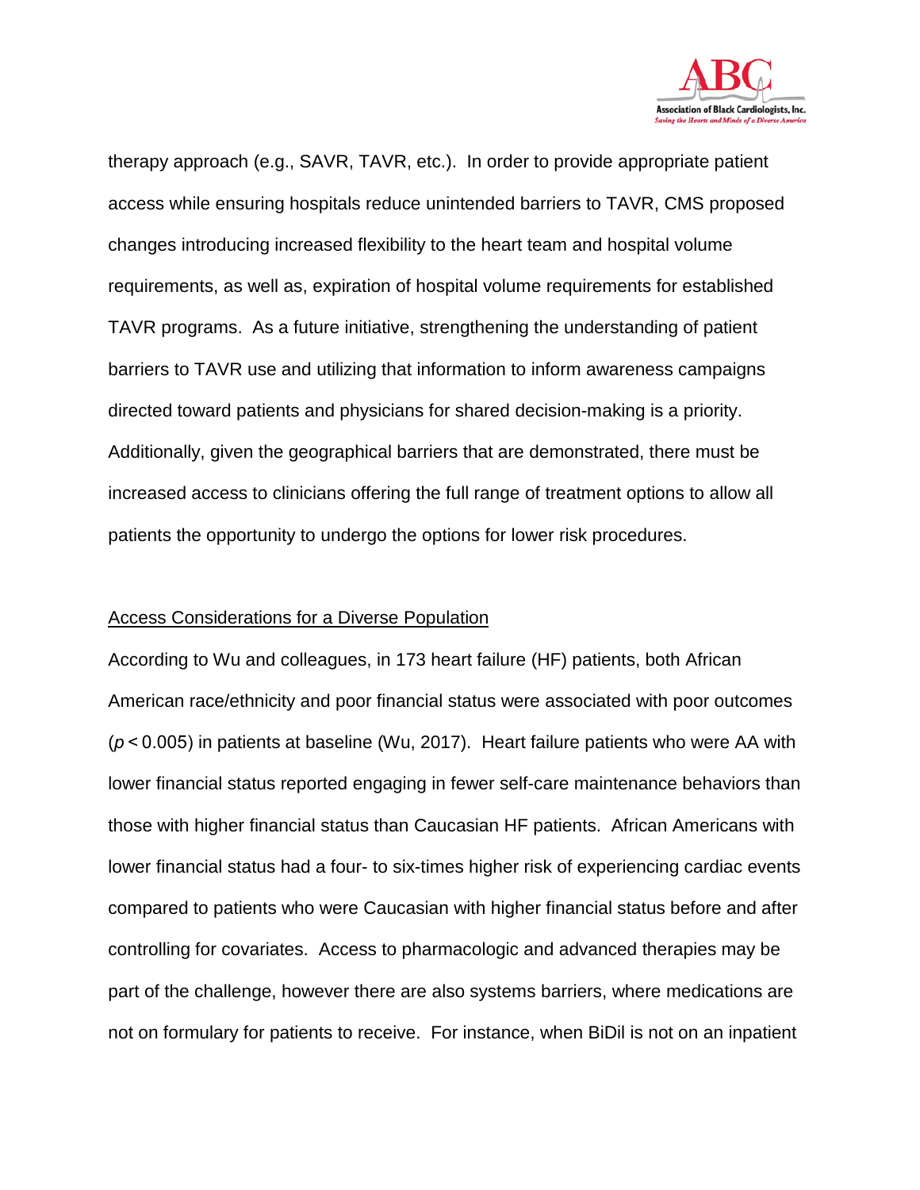therapy approach (e.g., SAVR, TAVR, etc.). In order to provide appropriate patient access while ensuring hospitals reduce unintended barriers to TAVR, CMS proposed changes introducing increased flexibility to the heart team and hospital volume requirements, as well as, expiration of hospital volume requirements for established TAVR programs. As a future initiative, strengthening the understanding of patient barriers to TAVR use and utilizing that information to inform awareness campaigns directed toward patients and physicians for shared decision-making is a priority. Additionally, given the geographical barriers that are demonstrated, there must be increased access to clinicians offering the full range of treatment options to allow all patients the opportunity to undergo the options for lower risk procedures.

Access Considerations for a Diverse Population

According to Wu and colleagues, in 173 heart failure (HF) patients, both African American race/ethnicity and poor financial status were associated with poor outcomes ($p < 0.005$) in patients at baseline (Wu, 2017). Heart failure patients who were AA with lower financial status reported engaging in fewer self-care maintenance behaviors than those with higher financial status than Caucasian HF patients. African Americans with lower financial status had a four- to six-times higher risk of experiencing cardiac events compared to patients who were Caucasian with higher financial status before and after controlling for covariates. Access to pharmacologic and advanced therapies may be part of the challenge, however there are also systems barriers, where medications are not on formulary for patients to receive. For instance, when BiDil is not on an inpatient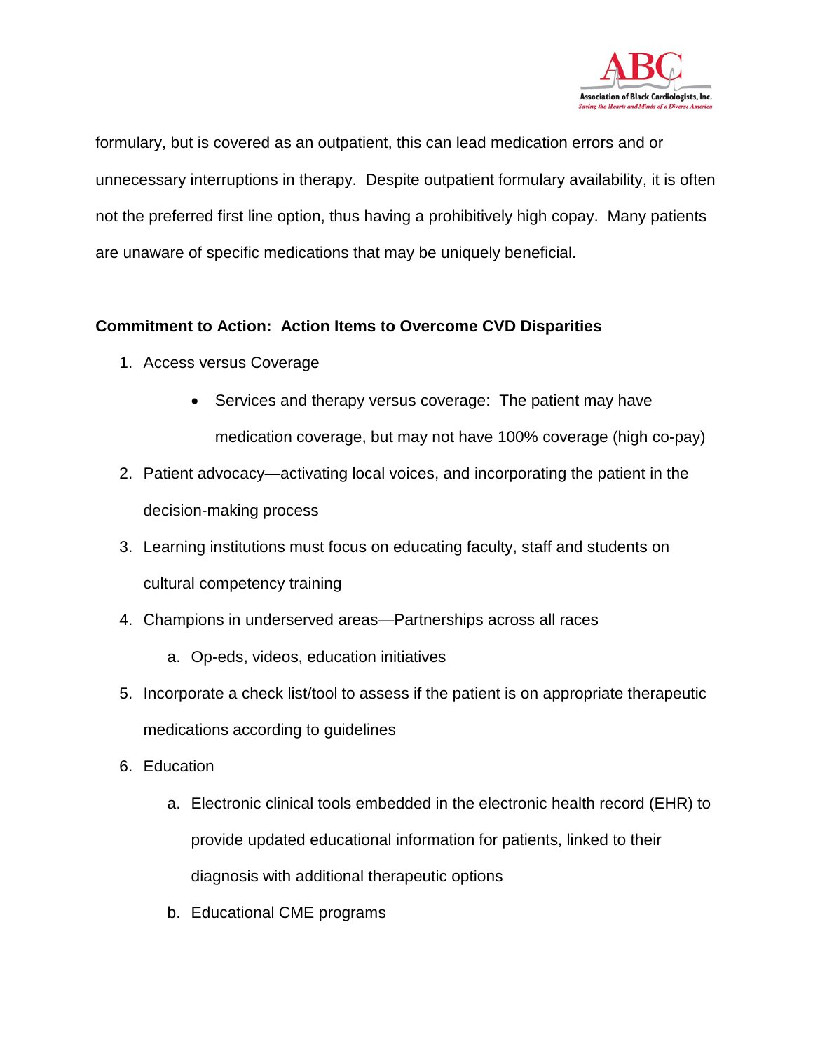formulary, but is covered as an outpatient, this can lead medication errors and or unnecessary interruptions in therapy. Despite outpatient formulary availability, it is often not the preferred first line option, thus having a prohibitively high copay. Many patients are unaware of specific medications that may be uniquely beneficial.

**Commitment to Action: Action Items to Overcome CVD Disparities**

1. Access versus Coverage
    - Services and therapy versus coverage: The patient may have medication coverage, but may not have 100% coverage (high co-pay)
2. Patient advocacy—activating local voices, and incorporating the patient in the decision-making process
3. Learning institutions must focus on educating faculty, staff and students on cultural competency training
4. Champions in underserved areas—Partnerships across all races
    a. Op-eds, videos, education initiatives
5. Incorporate a check list/tool to assess if the patient is on appropriate therapeutic medications according to guidelines
6. Education
    a. Electronic clinical tools embedded in the electronic health record (EHR) to provide updated educational information for patients, linked to their diagnosis with additional therapeutic options
    b. Educational CME programs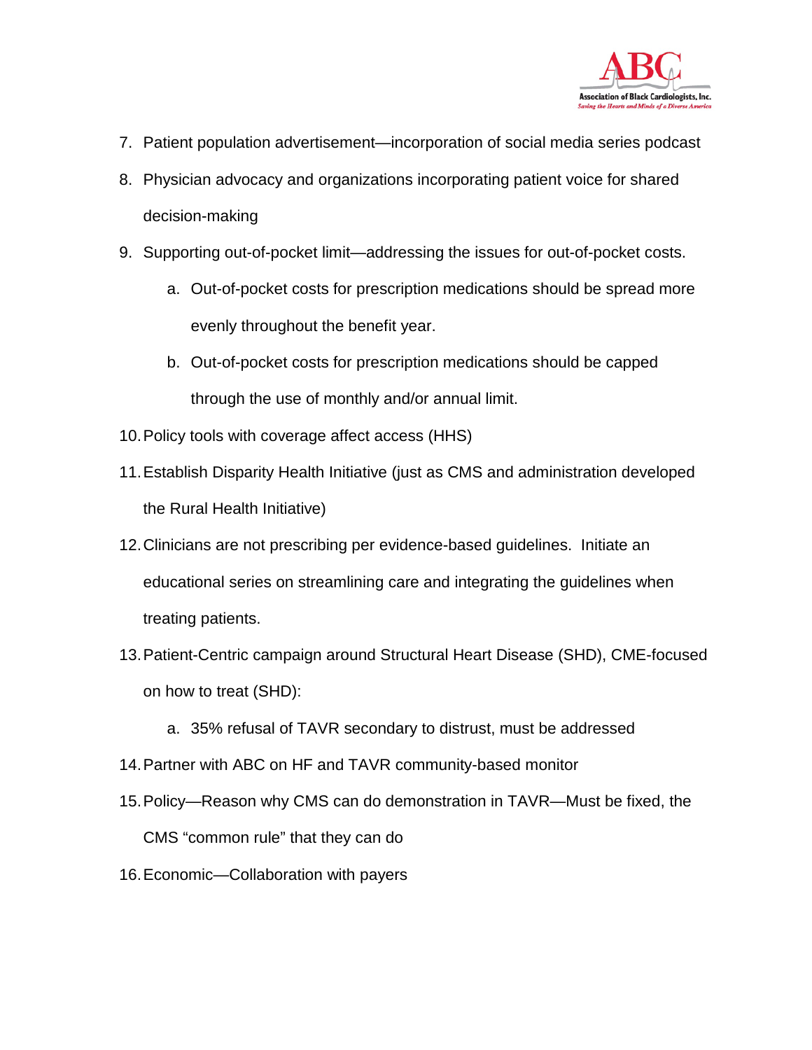7. Patient population advertisement—incorporation of social media series podcast
8. Physician advocacy and organizations incorporating patient voice for shared decision-making
9. Supporting out-of-pocket limit—addressing the issues for out-of-pocket costs.
    a. Out-of-pocket costs for prescription medications should be spread more evenly throughout the benefit year.
    b. Out-of-pocket costs for prescription medications should be capped through the use of monthly and/or annual limit.
10. Policy tools with coverage affect access (HHS)
11. Establish Disparity Health Initiative (just as CMS and administration developed the Rural Health Initiative)
12. Clinicians are not prescribing per evidence-based guidelines. Initiate an educational series on streamlining care and integrating the guidelines when treating patients.
13. Patient-Centric campaign around Structural Heart Disease (SHD), CME-focused on how to treat (SHD):
    a. 35% refusal of TAVR secondary to distrust, must be addressed
14. Partner with ABC on HF and TAVR community-based monitor
15. Policy—Reason why CMS can do demonstration in TAVR—Must be fixed, the CMS "common rule" that they can do
16. Economic—Collaboration with payers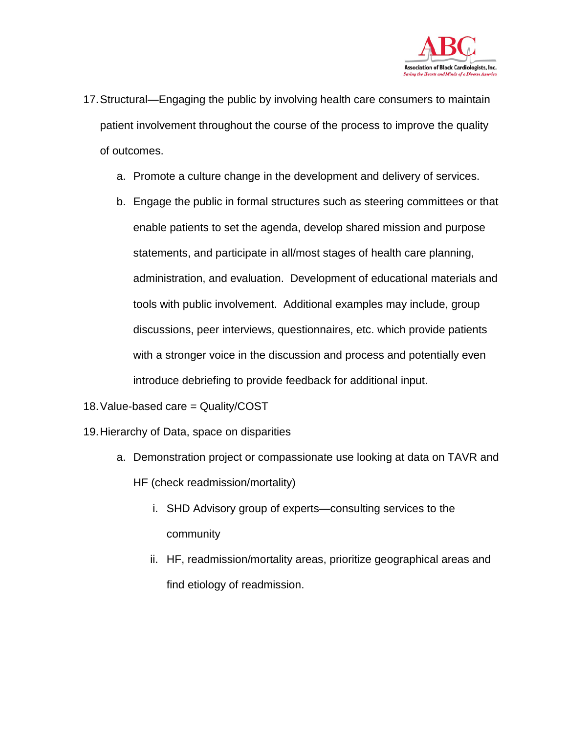17. Structural—Engaging the public by involving health care consumers to maintain patient involvement throughout the course of the process to improve the quality of outcomes.
    a. Promote a culture change in the development and delivery of services.
    b. Engage the public in formal structures such as steering committees or that enable patients to set the agenda, develop shared mission and purpose statements, and participate in all/most stages of health care planning, administration, and evaluation. Development of educational materials and tools with public involvement. Additional examples may include, group discussions, peer interviews, questionnaires, etc. which provide patients with a stronger voice in the discussion and process and potentially even introduce debriefing to provide feedback for additional input.
18. Value-based care = Quality/COST
19. Hierarchy of Data, space on disparities
    a. Demonstration project or compassionate use looking at data on TAVR and HF (check readmission/mortality)
        i. SHD Advisory group of experts—consulting services to the community
        ii. HF, readmission/mortality areas, prioritize geographical areas and find etiology of readmission.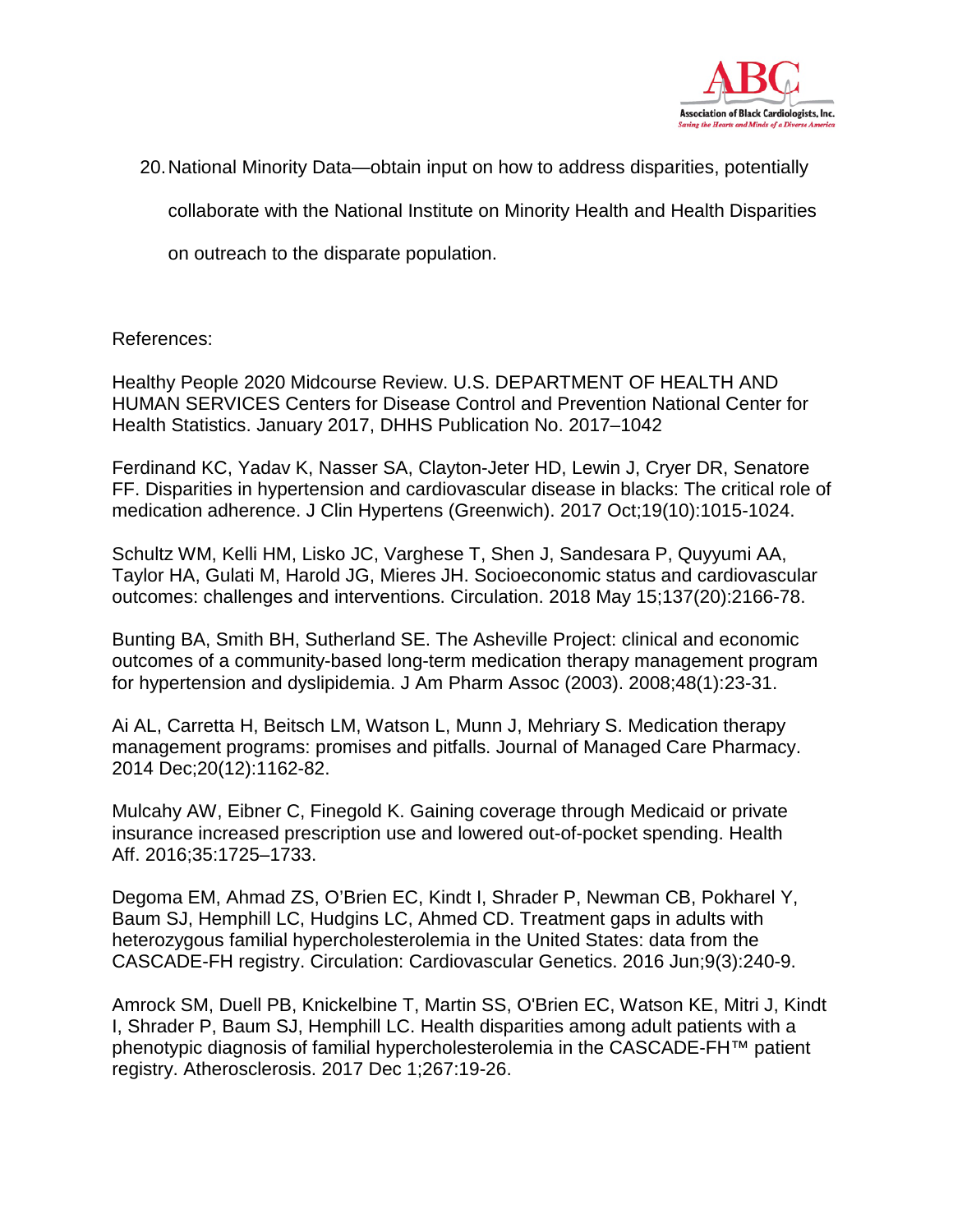20. National Minority Data—obtain input on how to address disparities, potentially collaborate with the National Institute on Minority Health and Health Disparities on outreach to the disparate population.

References:

Healthy People 2020 Midcourse Review. U.S. DEPARTMENT OF HEALTH AND HUMAN SERVICES Centers for Disease Control and Prevention National Center for Health Statistics. January 2017, DHHS Publication No. 2017–1042

Ferdinand KC, Yadav K, Nasser SA, Clayton-Jeter HD, Lewin J, Cryer DR, Senatore FF. Disparities in hypertension and cardiovascular disease in blacks: The critical role of medication adherence. J Clin Hypertens (Greenwich). 2017 Oct;19(10):1015-1024.

Schultz WM, Kelli HM, Lisko JC, Varghese T, Shen J, Sandesara P, Quyyumi AA, Taylor HA, Gulati M, Harold JG, Mieres JH. Socioeconomic status and cardiovascular outcomes: challenges and interventions. Circulation. 2018 May 15;137(20):2166-78.

Bunting BA, Smith BH, Sutherland SE. The Asheville Project: clinical and economic outcomes of a community-based long-term medication therapy management program for hypertension and dyslipidemia. J Am Pharm Assoc (2003). 2008;48(1):23-31.

Ai AL, Carretta H, Beitsch LM, Watson L, Munn J, Mehriary S. Medication therapy management programs: promises and pitfalls. Journal of Managed Care Pharmacy. 2014 Dec;20(12):1162-82.

Mulcahy AW, Eibner C, Finegold K. Gaining coverage through Medicaid or private insurance increased prescription use and lowered out-of-pocket spending. Health Aff. 2016;35:1725–1733.

Degoma EM, Ahmad ZS, O'Brien EC, Kindt I, Shrader P, Newman CB, Pokharel Y, Baum SJ, Hemphill LC, Hudgins LC, Ahmed CD. Treatment gaps in adults with heterozygous familial hypercholesterolemia in the United States: data from the CASCADE-FH registry. Circulation: Cardiovascular Genetics. 2016 Jun;9(3):240-9.

Amrock SM, Duell PB, Knickelbine T, Martin SS, O'Brien EC, Watson KE, Mitri J, Kindt I, Shrader P, Baum SJ, Hemphill LC. Health disparities among adult patients with a phenotypic diagnosis of familial hypercholesterolemia in the CASCADE-FH™ patient registry. Atherosclerosis. 2017 Dec 1;267:19-26.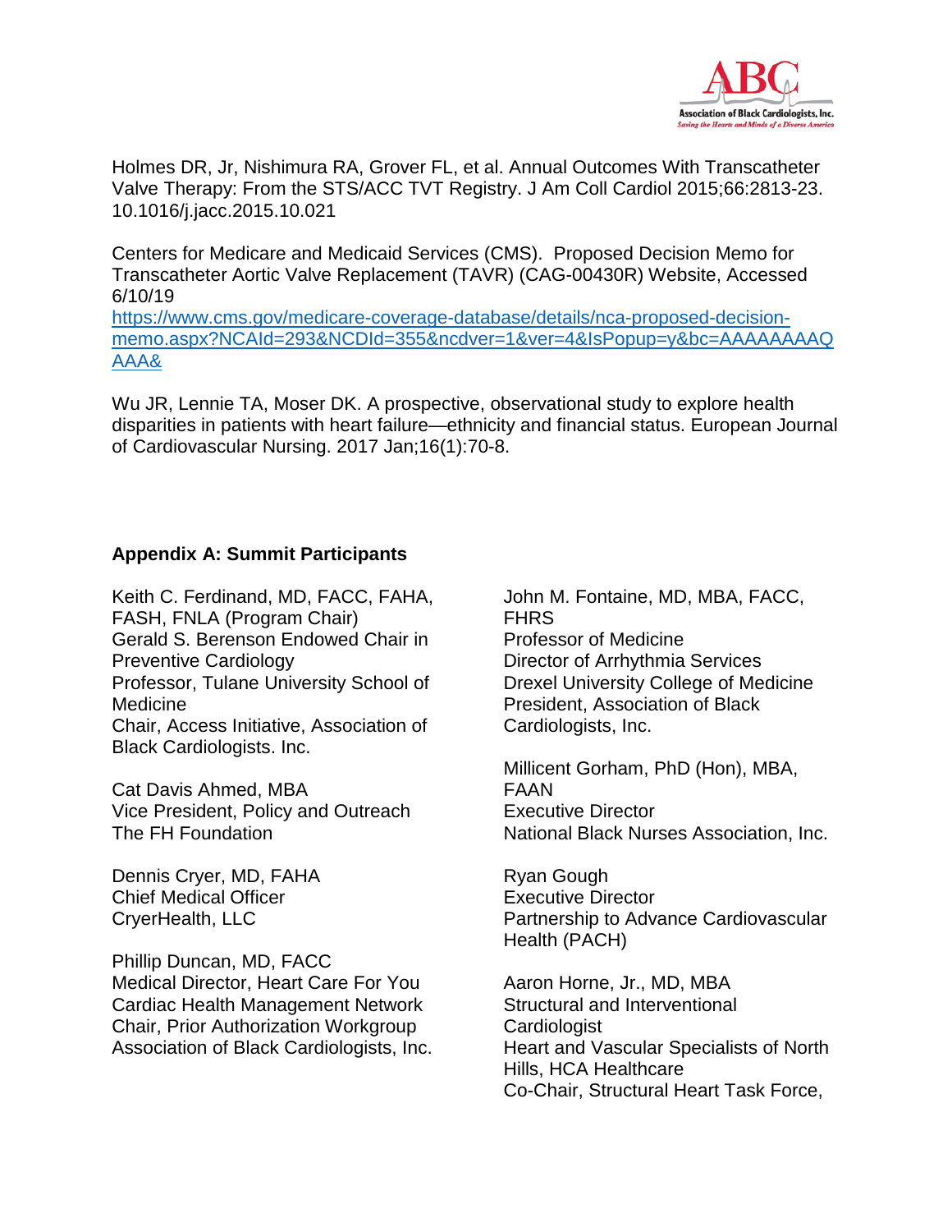Holmes DR, Jr, Nishimura RA, Grover FL, et al. Annual Outcomes With Transcatheter Valve Therapy: From the STS/ACC TVT Registry. J Am Coll Cardiol 2015;66:2813-23. 10.1016/j.jacc.2015.10.021

Centers for Medicare and Medicaid Services (CMS). Proposed Decision Memo for Transcatheter Aortic Valve Replacement (TAVR) (CAG-00430R) Website, Accessed 6/10/19
https://www.cms.gov/medicare-coverage-database/details/nca-proposed-decision-memo.aspx?NCAId=293&NCDId=355&ncdver=1&ver=4&IsPopup=y&bc=AAAAAAAAQAAA&

Wu JR, Lennie TA, Moser DK. A prospective, observational study to explore health disparities in patients with heart failure—ethnicity and financial status. European Journal of Cardiovascular Nursing. 2017 Jan;16(1):70-8.

**Appendix A: Summit Participants**

Keith C. Ferdinand, MD, FACC, FAHA, FASH, FNLA (Program Chair)
Gerald S. Berenson Endowed Chair in Preventive Cardiology
Professor, Tulane University School of Medicine
Chair, Access Initiative, Association of Black Cardiologists. Inc.

Cat Davis Ahmed, MBA
Vice President, Policy and Outreach
The FH Foundation

Dennis Cryer, MD, FAHA
Chief Medical Officer
CryerHealth, LLC

Phillip Duncan, MD, FACC
Medical Director, Heart Care For You
Cardiac Health Management Network
Chair, Prior Authorization Workgroup
Association of Black Cardiologists, Inc.

John M. Fontaine, MD, MBA, FACC, FHRS
Professor of Medicine
Director of Arrhythmia Services
Drexel University College of Medicine
President, Association of Black Cardiologists, Inc.

Millicent Gorham, PhD (Hon), MBA, FAAN
Executive Director
National Black Nurses Association, Inc.

Ryan Gough
Executive Director
Partnership to Advance Cardiovascular Health (PACH)

Aaron Horne, Jr., MD, MBA
Structural and Interventional Cardiologist
Heart and Vascular Specialists of North Hills, HCA Healthcare
Co-Chair, Structural Heart Task Force,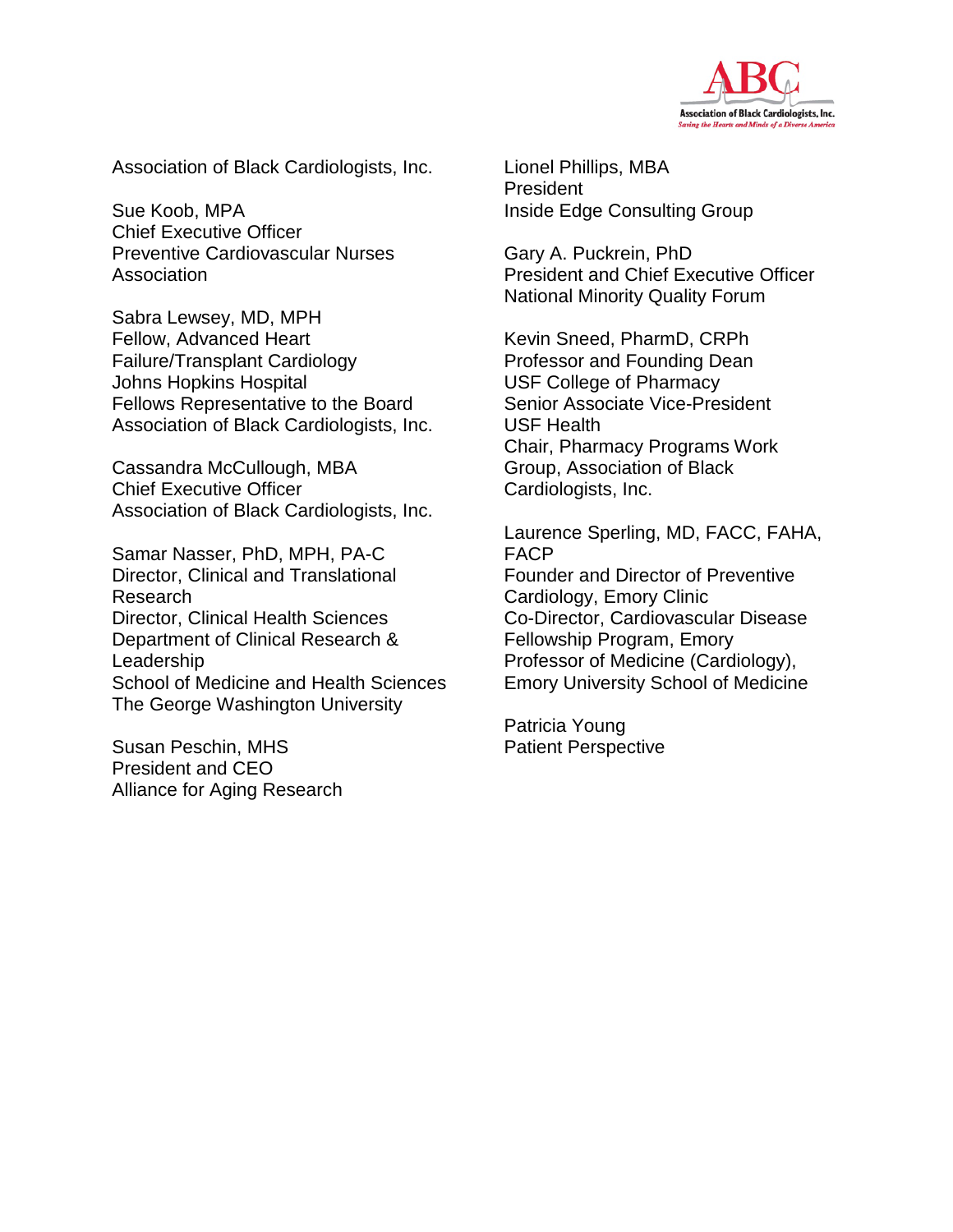Association of Black Cardiologists, Inc.

Sue Koob, MPA
Chief Executive Officer
Preventive Cardiovascular Nurses Association

Sabra Lewsey, MD, MPH
Fellow, Advanced Heart Failure/Transplant Cardiology
Johns Hopkins Hospital
Fellows Representative to the Board
Association of Black Cardiologists, Inc.

Cassandra McCullough, MBA
Chief Executive Officer
Association of Black Cardiologists, Inc.

Samar Nasser, PhD, MPH, PA-C
Director, Clinical and Translational Research
Director, Clinical Health Sciences
Department of Clinical Research & Leadership
School of Medicine and Health Sciences
The George Washington University

Susan Peschin, MHS
President and CEO
Alliance for Aging Research

Lionel Phillips, MBA
President
Inside Edge Consulting Group

Gary A. Puckrein, PhD
President and Chief Executive Officer
National Minority Quality Forum

Kevin Sneed, PharmD, CRPh
Professor and Founding Dean
USF College of Pharmacy
Senior Associate Vice-President
USF Health
Chair, Pharmacy Programs Work Group, Association of Black Cardiologists, Inc.

Laurence Sperling, MD, FACC, FAHA, FACP
Founder and Director of Preventive Cardiology, Emory Clinic
Co-Director, Cardiovascular Disease Fellowship Program, Emory
Professor of Medicine (Cardiology), Emory University School of Medicine

Patricia Young
Patient Perspective